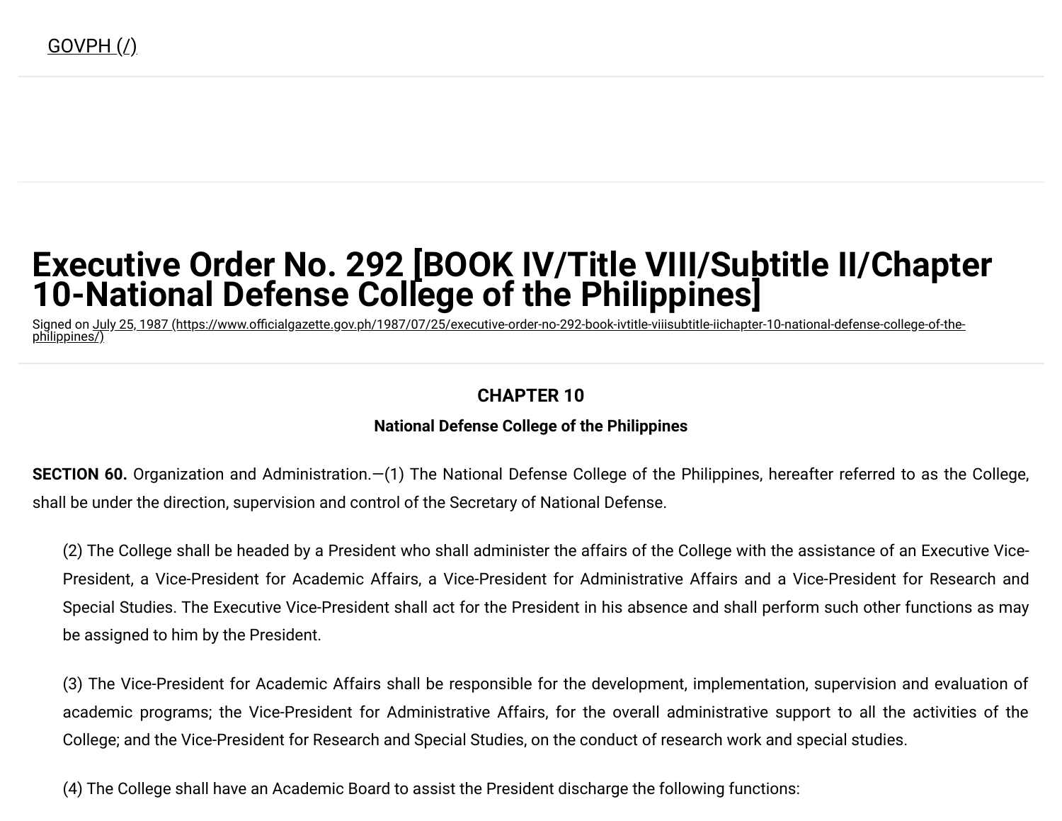GOVPH (/)

# Executive Order No. 292 [BOOK IV/Title VIII/Subtitle II/Chapter 10-National Defense College of the Philippines]

Signed on July 25, 1987 (https://www.officialgazette.gov.ph/1987/07/25/executive-order-no-292-book-ivtitle-viiisubtitle-iichapter-10-national-defense-college-of-the-philippines/)

## CHAPTER 10

### National Defense College of the Philippines

**SECTION 60.** Organization and Administration.—(1) The National Defense College of the Philippines, hereafter referred to as the College, shall be under the direction, supervision and control of the Secretary of National Defense.

(2) The College shall be headed by a President who shall administer the affairs of the College with the assistance of an Executive Vice-President, a Vice-President for Academic Affairs, a Vice-President for Administrative Affairs and a Vice-President for Research and Special Studies. The Executive Vice-President shall act for the President in his absence and shall perform such other functions as may be assigned to him by the President.

(3) The Vice-President for Academic Affairs shall be responsible for the development, implementation, supervision and evaluation of academic programs; the Vice-President for Administrative Affairs, for the overall administrative support to all the activities of the College; and the Vice-President for Research and Special Studies, on the conduct of research work and special studies.

(4) The College shall have an Academic Board to assist the President discharge the following functions: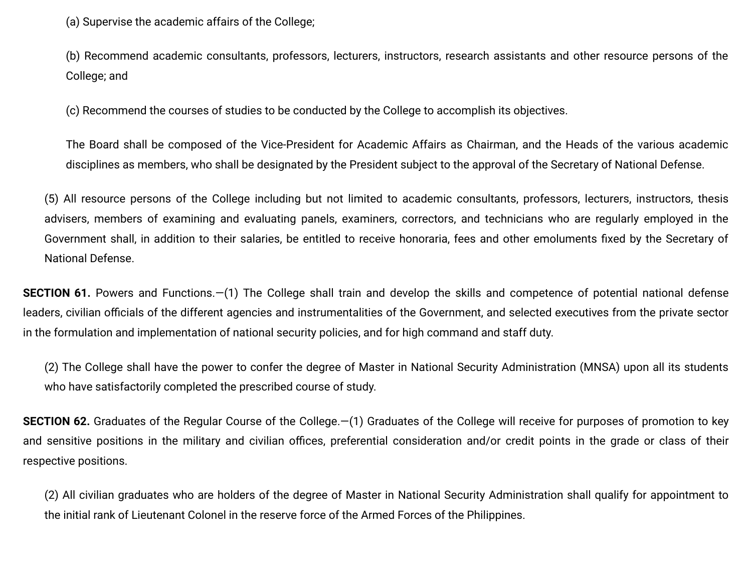(a) Supervise the academic affairs of the College;

(b) Recommend academic consultants, professors, lecturers, instructors, research assistants and other resource persons of the College; and

(c) Recommend the courses of studies to be conducted by the College to accomplish its objectives.

The Board shall be composed of the Vice-President for Academic Affairs as Chairman, and the Heads of the various academic disciplines as members, who shall be designated by the President subject to the approval of the Secretary of National Defense.

(5) All resource persons of the College including but not limited to academic consultants, professors, lecturers, instructors, thesis advisers, members of examining and evaluating panels, examiners, correctors, and technicians who are regularly employed in the Government shall, in addition to their salaries, be entitled to receive honoraria, fees and other emoluments fixed by the Secretary of National Defense.

**SECTION 61.** Powers and Functions.—(1) The College shall train and develop the skills and competence of potential national defense leaders, civilian officials of the different agencies and instrumentalities of the Government, and selected executives from the private sector in the formulation and implementation of national security policies, and for high command and staff duty.

(2) The College shall have the power to confer the degree of Master in National Security Administration (MNSA) upon all its students who have satisfactorily completed the prescribed course of study.

**SECTION 62.** Graduates of the Regular Course of the College.—(1) Graduates of the College will receive for purposes of promotion to key and sensitive positions in the military and civilian offices, preferential consideration and/or credit points in the grade or class of their respective positions.

(2) All civilian graduates who are holders of the degree of Master in National Security Administration shall qualify for appointment to the initial rank of Lieutenant Colonel in the reserve force of the Armed Forces of the Philippines.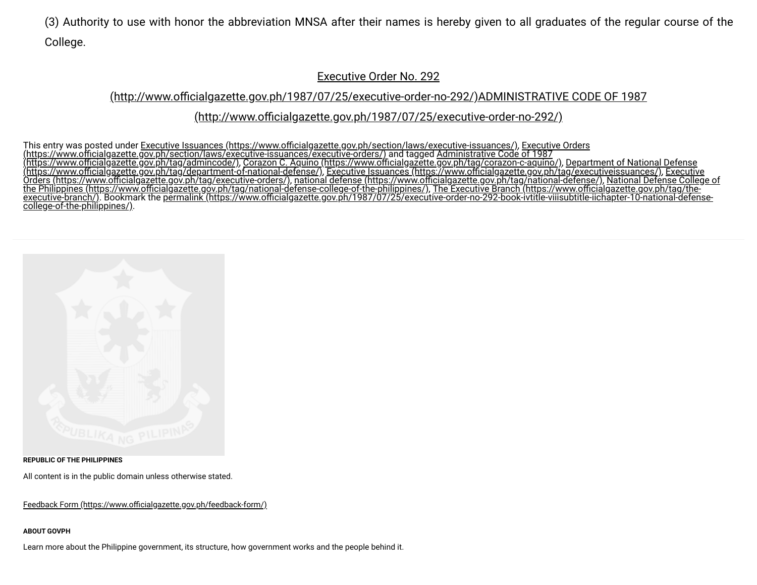(3) Authority to use with honor the abbreviation MNSA after their names is hereby given to all graduates of the regular course of the College.

Executive Order No. 292 (http://www.officialgazette.gov.ph/1987/07/25/executive-order-no-292/)ADMINISTRATIVE CODE OF 1987 (http://www.officialgazette.gov.ph/1987/07/25/executive-order-no-292/)

This entry was posted under Executive Issuances (https://www.officialgazette.gov.ph/section/laws/executive-issuances/), Executive Orders (https://www.officialgazette.gov.ph/section/laws/executive-issuances/executive-orders/) and tagged Administrative Code of 1987 (https://www.officialgazette.gov.ph/tag/admincode/), Corazon C. Aquino (https://www.officialgazette.gov.ph/tag/corazon-c-aquino/), Department of National Defense (https://www.officialgazette.gov.ph/tag/department-of-national-defense/), Executive Issuances (https://www.officialgazette.gov.ph/tag/executiveissuances/), Executive Orders (https://www.officialgazette.gov.ph/tag/executive-orders/), national defense (https://www.officialgazette.gov.ph/tag/national-defense/), National Defense College of the Philippines (https://www.officialgazette.gov.ph/tag/national-defense-college-of-the-philippines/), The Executive Branch (https://www.officialgazette.gov.ph/tag/the-executive-branch/). Bookmark the permalink (https://www.officialgazette.gov.ph/1987/07/25/executive-order-no-292-book-ivtitle-viiisubtitle-iichapter-10-national-defense-college-of-the-philippines/).

**REPUBLIC OF THE PHILIPPINES**

All content is in the public domain unless otherwise stated.

Feedback Form (https://www.officialgazette.gov.ph/feedback-form/)

**ABOUT GOVPH**

Learn more about the Philippine government, its structure, how government works and the people behind it.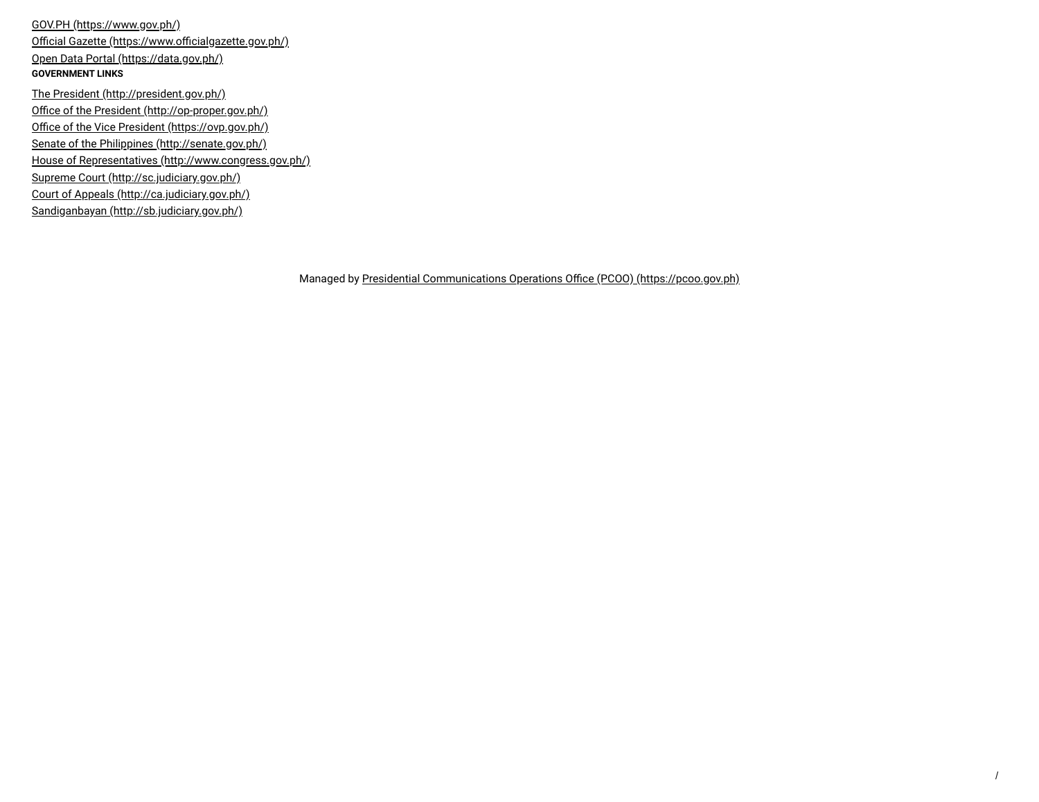GOV.PH (https://www.gov.ph/)
Official Gazette (https://www.officialgazette.gov.ph/)
Open Data Portal (https://data.gov.ph/)

**GOVERNMENT LINKS**

The President (http://president.gov.ph/)
Office of the President (http://op-proper.gov.ph/)
Office of the Vice President (https://ovp.gov.ph/)
Senate of the Philippines (http://senate.gov.ph/)
House of Representatives (http://www.congress.gov.ph/)
Supreme Court (http://sc.judiciary.gov.ph/)
Court of Appeals (http://ca.judiciary.gov.ph/)
Sandiganbayan (http://sb.judiciary.gov.ph/)

Managed by Presidential Communications Operations Office (PCOO) (https://pcoo.gov.ph)